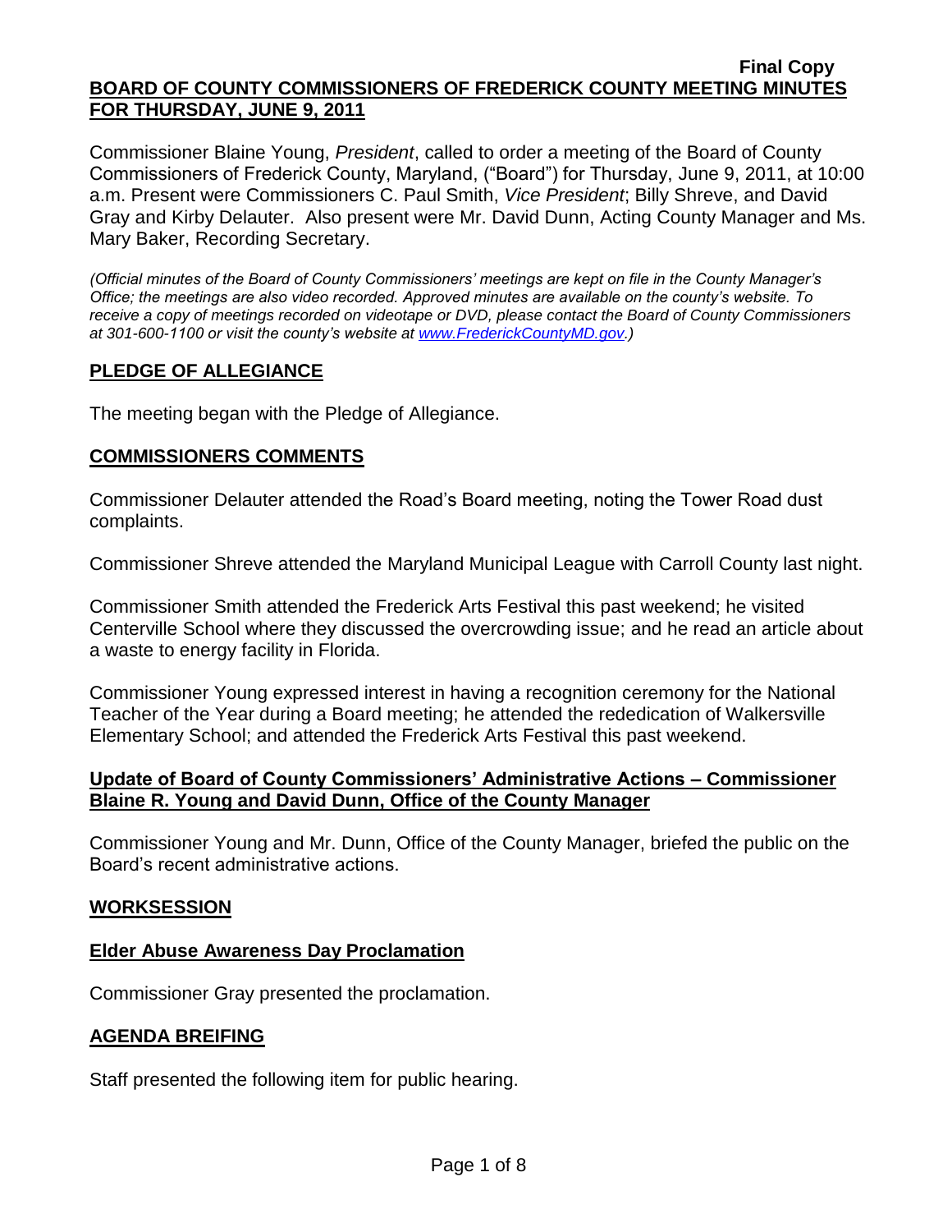**Final Copy**

**BOARD OF COUNTY COMMISSIONERS OF FREDERICK COUNTY MEETING MINUTES FOR THURSDAY, JUNE 9, 2011**

Commissioner Blaine Young, *President*, called to order a meeting of the Board of County Commissioners of Frederick County, Maryland, ("Board") for Thursday, June 9, 2011, at 10:00 a.m. Present were Commissioners C. Paul Smith, *Vice President*; Billy Shreve, and David Gray and Kirby Delauter. Also present were Mr. David Dunn, Acting County Manager and Ms. Mary Baker, Recording Secretary.

*(Official minutes of the Board of County Commissioners' meetings are kept on file in the County Manager's Office; the meetings are also video recorded. Approved minutes are available on the county's website. To receive a copy of meetings recorded on videotape or DVD, please contact the Board of County Commissioners at 301-600-1100 or visit the county's website at www.FrederickCountyMD.gov.)*

## PLEDGE OF ALLEGIANCE

The meeting began with the Pledge of Allegiance.

## COMMISSIONERS COMMENTS

Commissioner Delauter attended the Road's Board meeting, noting the Tower Road dust complaints.

Commissioner Shreve attended the Maryland Municipal League with Carroll County last night.

Commissioner Smith attended the Frederick Arts Festival this past weekend; he visited Centerville School where they discussed the overcrowding issue; and he read an article about a waste to energy facility in Florida.

Commissioner Young expressed interest in having a recognition ceremony for the National Teacher of the Year during a Board meeting; he attended the rededication of Walkersville Elementary School; and attended the Frederick Arts Festival this past weekend.

### Update of Board of County Commissioners' Administrative Actions – Commissioner Blaine R. Young and David Dunn, Office of the County Manager

Commissioner Young and Mr. Dunn, Office of the County Manager, briefed the public on the Board's recent administrative actions.

## WORKSESSION

### Elder Abuse Awareness Day Proclamation

Commissioner Gray presented the proclamation.

## AGENDA BREIFING

Staff presented the following item for public hearing.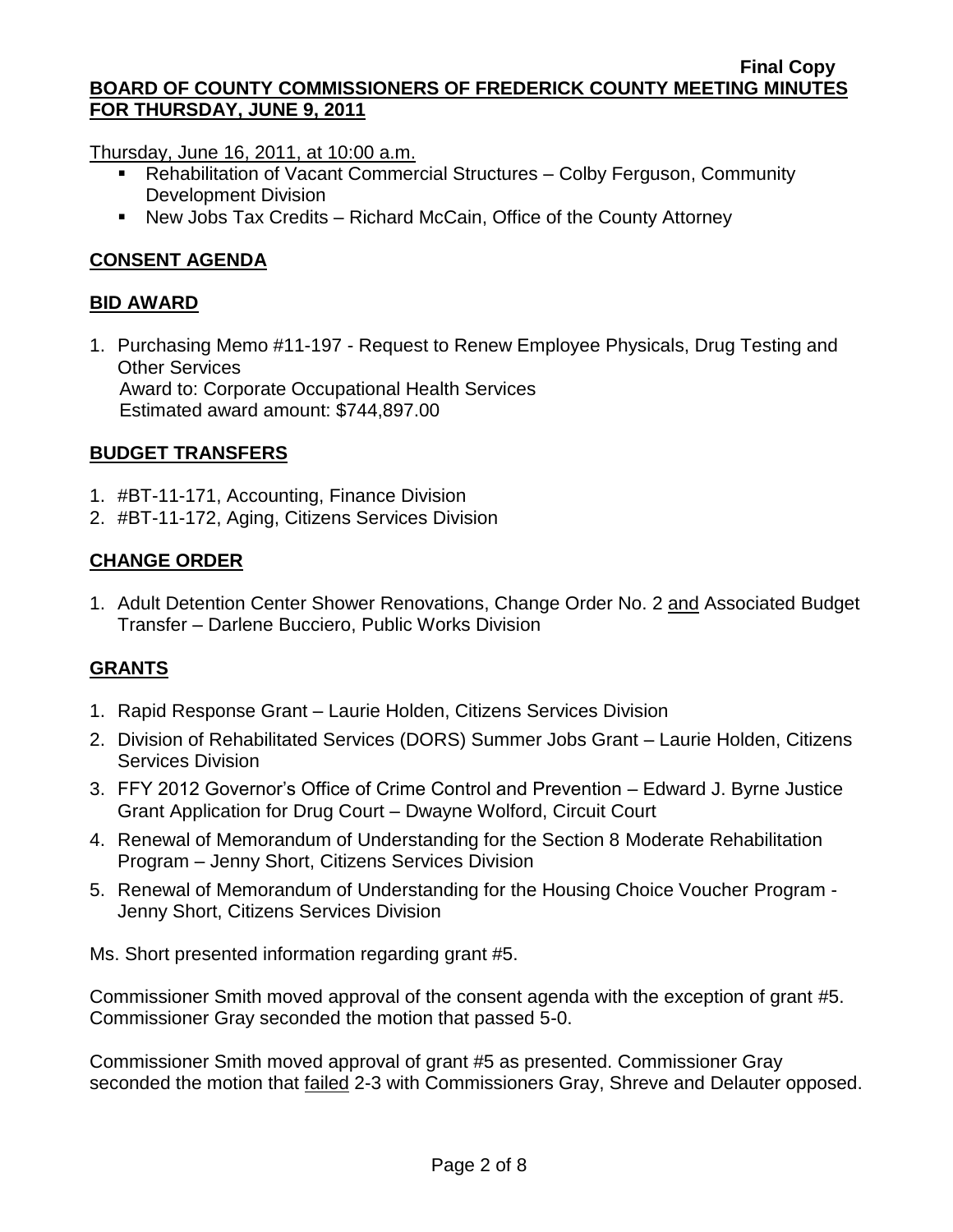Thursday, June 16, 2011, at 10:00 a.m.

- Rehabilitation of Vacant Commercial Structures – Colby Ferguson, Community Development Division
- New Jobs Tax Credits – Richard McCain, Office of the County Attorney

## CONSENT AGENDA

## BID AWARD

1. Purchasing Memo #11-197 - Request to Renew Employee Physicals, Drug Testing and Other Services
   Award to: Corporate Occupational Health Services
   Estimated award amount: $744,897.00

## BUDGET TRANSFERS

1. #BT-11-171, Accounting, Finance Division
2. #BT-11-172, Aging, Citizens Services Division

## CHANGE ORDER

1. Adult Detention Center Shower Renovations, Change Order No. 2 and Associated Budget Transfer – Darlene Bucciero, Public Works Division

## GRANTS

1. Rapid Response Grant – Laurie Holden, Citizens Services Division
2. Division of Rehabilitated Services (DORS) Summer Jobs Grant – Laurie Holden, Citizens Services Division
3. FFY 2012 Governor's Office of Crime Control and Prevention – Edward J. Byrne Justice Grant Application for Drug Court – Dwayne Wolford, Circuit Court
4. Renewal of Memorandum of Understanding for the Section 8 Moderate Rehabilitation Program – Jenny Short, Citizens Services Division
5. Renewal of Memorandum of Understanding for the Housing Choice Voucher Program - Jenny Short, Citizens Services Division

Ms. Short presented information regarding grant #5.

Commissioner Smith moved approval of the consent agenda with the exception of grant #5. Commissioner Gray seconded the motion that passed 5-0.

Commissioner Smith moved approval of grant #5 as presented. Commissioner Gray seconded the motion that failed 2-3 with Commissioners Gray, Shreve and Delauter opposed.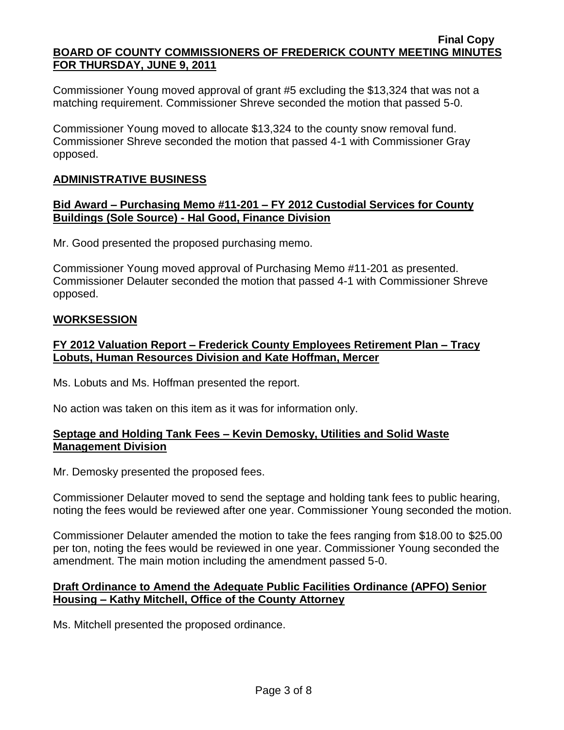Commissioner Young moved approval of grant #5 excluding the $13,324 that was not a matching requirement. Commissioner Shreve seconded the motion that passed 5-0.

Commissioner Young moved to allocate $13,324 to the county snow removal fund. Commissioner Shreve seconded the motion that passed 4-1 with Commissioner Gray opposed.

## ADMINISTRATIVE BUSINESS

### Bid Award – Purchasing Memo #11-201 – FY 2012 Custodial Services for County Buildings (Sole Source) - Hal Good, Finance Division

Mr. Good presented the proposed purchasing memo.

Commissioner Young moved approval of Purchasing Memo #11-201 as presented. Commissioner Delauter seconded the motion that passed 4-1 with Commissioner Shreve opposed.

## WORKSESSION

### FY 2012 Valuation Report – Frederick County Employees Retirement Plan – Tracy Lobuts, Human Resources Division and Kate Hoffman, Mercer

Ms. Lobuts and Ms. Hoffman presented the report.

No action was taken on this item as it was for information only.

### Septage and Holding Tank Fees – Kevin Demosky, Utilities and Solid Waste Management Division

Mr. Demosky presented the proposed fees.

Commissioner Delauter moved to send the septage and holding tank fees to public hearing, noting the fees would be reviewed after one year. Commissioner Young seconded the motion.

Commissioner Delauter amended the motion to take the fees ranging from $18.00 to $25.00 per ton, noting the fees would be reviewed in one year. Commissioner Young seconded the amendment. The main motion including the amendment passed 5-0.

### Draft Ordinance to Amend the Adequate Public Facilities Ordinance (APFO) Senior Housing – Kathy Mitchell, Office of the County Attorney

Ms. Mitchell presented the proposed ordinance.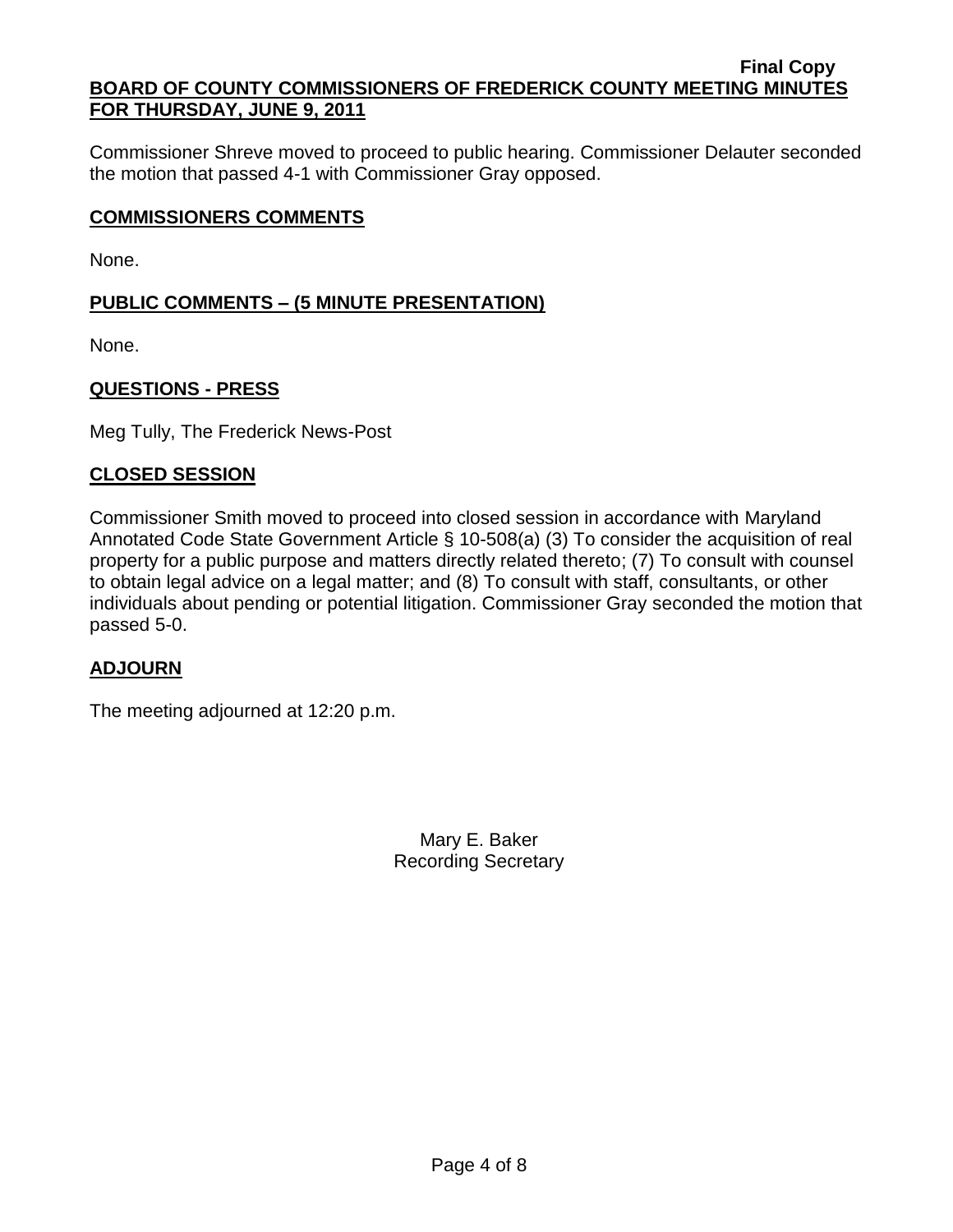Commissioner Shreve moved to proceed to public hearing. Commissioner Delauter seconded the motion that passed 4-1 with Commissioner Gray opposed.

## COMMISSIONERS COMMENTS

None.

## PUBLIC COMMENTS – (5 MINUTE PRESENTATION)

None.

## QUESTIONS - PRESS

Meg Tully, The Frederick News-Post

## CLOSED SESSION

Commissioner Smith moved to proceed into closed session in accordance with Maryland Annotated Code State Government Article § 10-508(a) (3) To consider the acquisition of real property for a public purpose and matters directly related thereto; (7) To consult with counsel to obtain legal advice on a legal matter; and (8) To consult with staff, consultants, or other individuals about pending or potential litigation. Commissioner Gray seconded the motion that passed 5-0.

## ADJOURN

The meeting adjourned at 12:20 p.m.

Mary E. Baker
Recording Secretary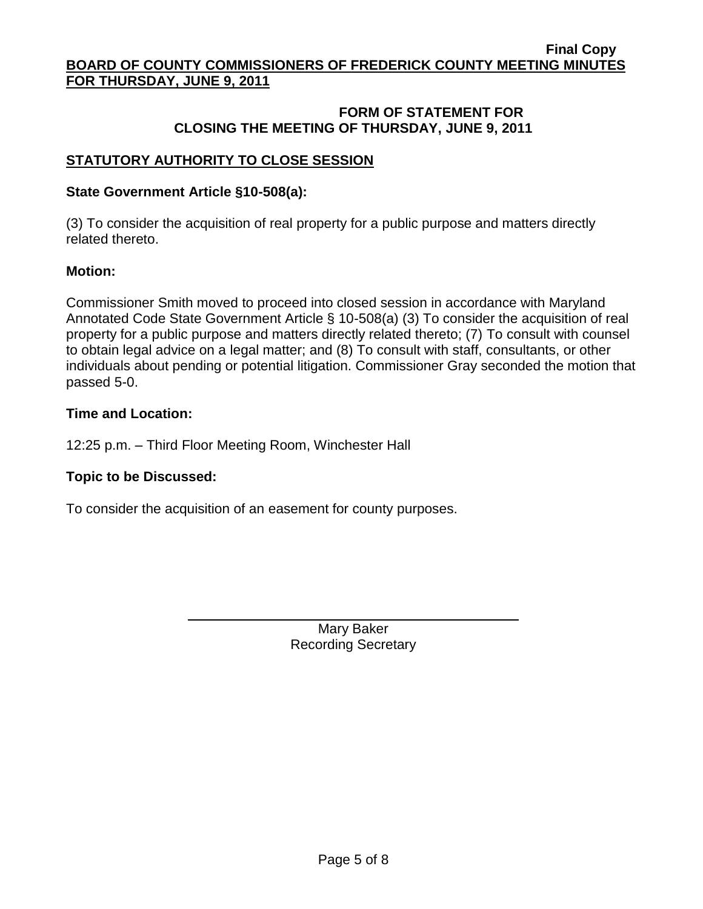**Final Copy**

**BOARD OF COUNTY COMMISSIONERS OF FREDERICK COUNTY MEETING MINUTES FOR THURSDAY, JUNE 9, 2011**

## FORM OF STATEMENT FOR CLOSING THE MEETING OF THURSDAY, JUNE 9, 2011

### STATUTORY AUTHORITY TO CLOSE SESSION

**State Government Article §10-508(a):**

(3) To consider the acquisition of real property for a public purpose and matters directly related thereto.

**Motion:**

Commissioner Smith moved to proceed into closed session in accordance with Maryland Annotated Code State Government Article § 10-508(a) (3) To consider the acquisition of real property for a public purpose and matters directly related thereto; (7) To consult with counsel to obtain legal advice on a legal matter; and (8) To consult with staff, consultants, or other individuals about pending or potential litigation. Commissioner Gray seconded the motion that passed 5-0.

**Time and Location:**

12:25 p.m. – Third Floor Meeting Room, Winchester Hall

**Topic to be Discussed:**

To consider the acquisition of an easement for county purposes.

Mary Baker
Recording Secretary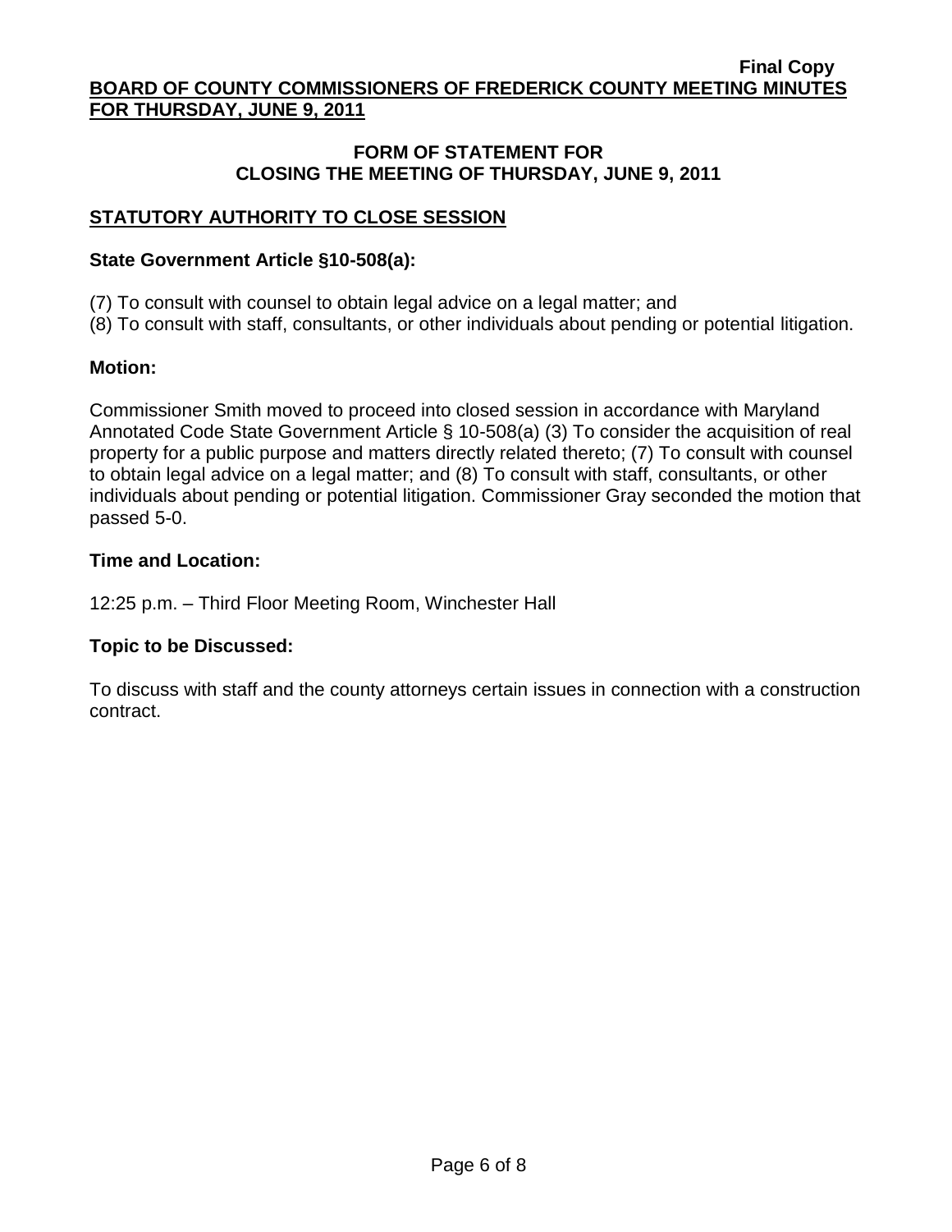**FORM OF STATEMENT FOR**
**CLOSING THE MEETING OF THURSDAY, JUNE 9, 2011**

## STATUTORY AUTHORITY TO CLOSE SESSION

### State Government Article §10-508(a):

(7) To consult with counsel to obtain legal advice on a legal matter; and
(8) To consult with staff, consultants, or other individuals about pending or potential litigation.

### Motion:

Commissioner Smith moved to proceed into closed session in accordance with Maryland Annotated Code State Government Article § 10-508(a) (3) To consider the acquisition of real property for a public purpose and matters directly related thereto; (7) To consult with counsel to obtain legal advice on a legal matter; and (8) To consult with staff, consultants, or other individuals about pending or potential litigation. Commissioner Gray seconded the motion that passed 5-0.

### Time and Location:

12:25 p.m. – Third Floor Meeting Room, Winchester Hall

### Topic to be Discussed:

To discuss with staff and the county attorneys certain issues in connection with a construction contract.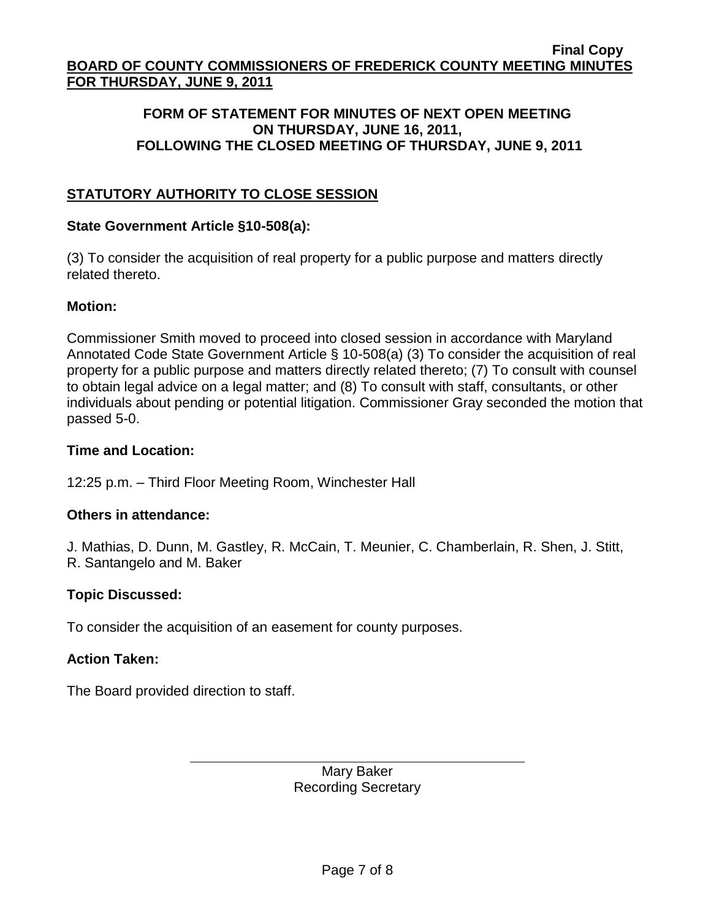## FORM OF STATEMENT FOR MINUTES OF NEXT OPEN MEETING ON THURSDAY, JUNE 16, 2011, FOLLOWING THE CLOSED MEETING OF THURSDAY, JUNE 9, 2011

## STATUTORY AUTHORITY TO CLOSE SESSION

**State Government Article §10-508(a):**

(3) To consider the acquisition of real property for a public purpose and matters directly related thereto.

**Motion:**

Commissioner Smith moved to proceed into closed session in accordance with Maryland Annotated Code State Government Article § 10-508(a) (3) To consider the acquisition of real property for a public purpose and matters directly related thereto; (7) To consult with counsel to obtain legal advice on a legal matter; and (8) To consult with staff, consultants, or other individuals about pending or potential litigation. Commissioner Gray seconded the motion that passed 5-0.

**Time and Location:**

12:25 p.m. – Third Floor Meeting Room, Winchester Hall

**Others in attendance:**

J. Mathias, D. Dunn, M. Gastley, R. McCain, T. Meunier, C. Chamberlain, R. Shen, J. Stitt, R. Santangelo and M. Baker

**Topic Discussed:**

To consider the acquisition of an easement for county purposes.

**Action Taken:**

The Board provided direction to staff.

Mary Baker
Recording Secretary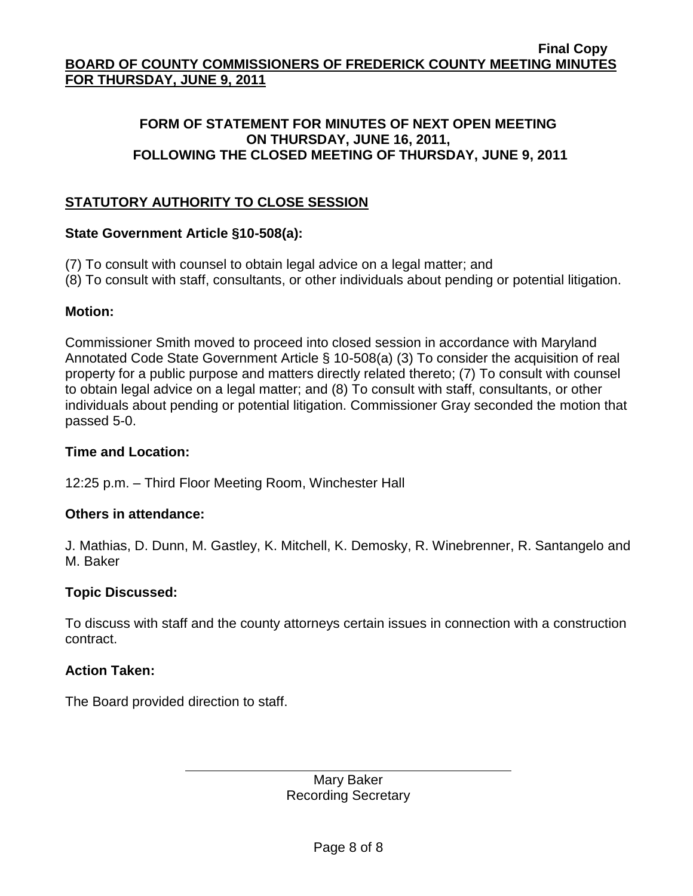## FORM OF STATEMENT FOR MINUTES OF NEXT OPEN MEETING ON THURSDAY, JUNE 16, 2011, FOLLOWING THE CLOSED MEETING OF THURSDAY, JUNE 9, 2011

### STATUTORY AUTHORITY TO CLOSE SESSION

**State Government Article §10-508(a):**

(7) To consult with counsel to obtain legal advice on a legal matter; and
(8) To consult with staff, consultants, or other individuals about pending or potential litigation.

**Motion:**

Commissioner Smith moved to proceed into closed session in accordance with Maryland Annotated Code State Government Article § 10-508(a) (3) To consider the acquisition of real property for a public purpose and matters directly related thereto; (7) To consult with counsel to obtain legal advice on a legal matter; and (8) To consult with staff, consultants, or other individuals about pending or potential litigation. Commissioner Gray seconded the motion that passed 5-0.

**Time and Location:**

12:25 p.m. – Third Floor Meeting Room, Winchester Hall

**Others in attendance:**

J. Mathias, D. Dunn, M. Gastley, K. Mitchell, K. Demosky, R. Winebrenner, R. Santangelo and M. Baker

**Topic Discussed:**

To discuss with staff and the county attorneys certain issues in connection with a construction contract.

**Action Taken:**

The Board provided direction to staff.

Mary Baker
Recording Secretary